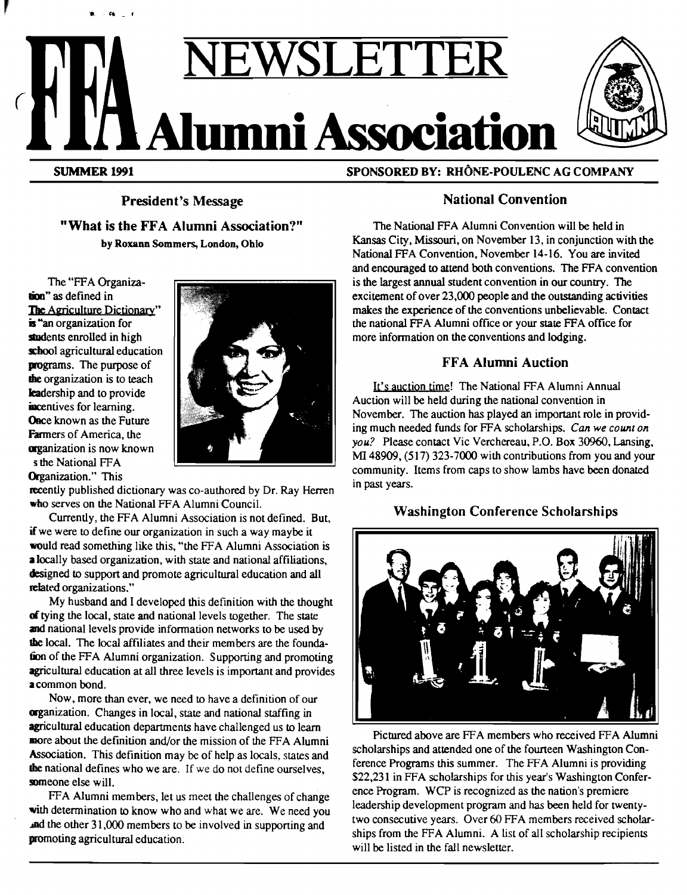# FFA NEWSLETTER Alumni Association

**SUMMER 1991** — **SPONSORED BY: RHÔNE-POULENC AG COMPANY**

## President's Message

### "What is the FFA Alumni Association?"

**by Roxann Sommers, London, Ohio**

The "FFA Organization" as defined in The Agriculture Dictionary" is "an organization for students enrolled in high school agricultural education programs. The purpose of the organization is to teach leadership and to provide incentives for learning. Once known as the Future Farmers of America, the organization is now known s the National FFA Organization." This recently published dictionary was co-authored by Dr. Ray Herren who serves on the National FFA Alumni Council.

Currently, the FFA Alumni Association is not defined. But, if we were to define our organization in such a way maybe it would read something like this, "the FFA Alumni Association is a locally based organization, with state and national affiliations, designed to support and promote agricultural education and all related organizations."

My husband and I developed this definition with the thought of tying the local, state and national levels together. The state and national levels provide information networks to be used by the local. The local affiliates and their members are the foundation of the FFA Alumni organization. Supporting and promoting agricultural education at all three levels is important and provides a common bond.

Now, more than ever, we need to have a definition of our organization. Changes in local, state and national staffing in agricultural education departments have challenged us to learn more about the definition and/or the mission of the FFA Alumni Association. This definition may be of help as locals, states and the national defines who we are. If we do not define ourselves, someone else will.

FFA Alumni members, let us meet the challenges of change with determination to know who and what we are. We need you and the other 31,000 members to be involved in supporting and promoting agricultural education.

## National Convention

The National FFA Alumni Convention will be held in Kansas City, Missouri, on November 13, in conjunction with the National FFA Convention, November 14-16. You are invited and encouraged to attend both conventions. The FFA convention is the largest annual student convention in our country. The excitement of over 23,000 people and the outstanding activities makes the experience of the conventions unbelievable. Contact the national FFA Alumni office or your state FFA office for more information on the conventions and lodging.

## FFA Alumni Auction

It's auction time! The National FFA Alumni Annual Auction will be held during the national convention in November. The auction has played an important role in providing much needed funds for FFA scholarships. *Can we count on you?* Please contact Vic Verchereau, P.O. Box 30960, Lansing, MI 48909, (517) 323-7000 with contributions from you and your community. Items from caps to show lambs have been donated in past years.

## Washington Conference Scholarships

Pictured above are FFA members who received FFA Alumni scholarships and attended one of the fourteen Washington Conference Programs this summer. The FFA Alumni is providing $22,231 in FFA scholarships for this year's Washington Conference Program. WCP is recognized as the nation's premiere leadership development program and has been held for twenty-two consecutive years. Over 60 FFA members received scholarships from the FFA Alumni. A list of all scholarship recipients will be listed in the fall newsletter.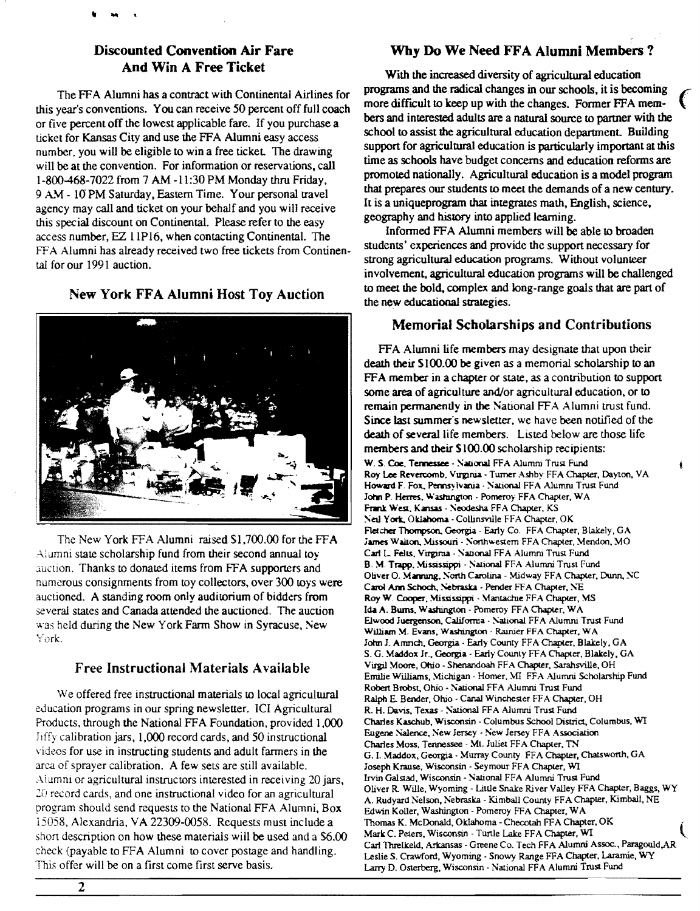## Discounted Convention Air Fare And Win A Free Ticket

The FFA Alumni has a contract with Continental Airlines for this year's conventions. You can receive 50 percent off full coach or five percent off the lowest applicable fare. If you purchase a ticket for Kansas City and use the FFA Alumni easy access number, you will be eligible to win a free ticket. The drawing will be at the convention. For information or reservations, call 1-800-468-7022 from 7 AM - 11:30 PM Monday thru Friday, 9 AM - 10 PM Saturday, Eastern Time. Your personal travel agency may call and ticket on your behalf and you will receive this special discount on Continental. Please refer to the easy access number, EZ 11P16, when contacting Continental. The FFA Alumni has already received two free tickets from Continental for our 1991 auction.

## New York FFA Alumni Host Toy Auction

The New York FFA Alumni raised $1,700.00 for the FFA Alumni state scholarship fund from their second annual toy auction. Thanks to donated items from FFA supporters and numerous consignments from toy collectors, over 300 toys were auctioned. A standing room only auditorium of bidders from several states and Canada attended the auctioned. The auction was held during the New York Farm Show in Syracuse, New York.

## Free Instructional Materials Available

We offered free instructional materials to local agricultural education programs in our spring newsletter. ICI Agricultural Products, through the National FFA Foundation, provided 1,000 Jiffy calibration jars, 1,000 record cards, and 50 instructional videos for use in instructing students and adult farmers in the area of sprayer calibration. A few sets are still available. Alumni or agricultural instructors interested in receiving 20 jars, 20 record cards, and one instructional video for an agricultural program should send requests to the National FFA Alumni, Box 15058, Alexandria, VA 22309-0058. Requests must include a short description on how these materials will be used and a $6.00 check (payable to FFA Alumni to cover postage and handling. This offer will be on a first come first serve basis.

## Why Do We Need FFA Alumni Members ?

With the increased diversity of agricultural education programs and the radical changes in our schools, it is becoming more difficult to keep up with the changes. Former FFA members and interested adults are a natural source to partner with the school to assist the agricultural education department. Building support for agricultural education is particularly important at this time as schools have budget concerns and education reforms are promoted nationally. Agricultural education is a model program that prepares our students to meet the demands of a new century. It is a uniqueprogram that integrates math, English, science, geography and history into applied learning.

Informed FFA Alumni members will be able to broaden students' experiences and provide the support necessary for strong agricultural education programs. Without volunteer involvement, agricultural education programs will be challenged to meet the bold, complex and long-range goals that are part of the new educational strategies.

## Memorial Scholarships and Contributions

FFA Alumni life members may designate that upon their death their $100.00 be given as a memorial scholarship to an FFA member in a chapter or state, as a contribution to support some area of agriculture and/or agricultural education, or to remain permanently in the National FFA Alumni trust fund. Since last summer's newsletter, we have been notified of the death of several life members. Listed below are those life members and their $100.00 scholarship recipients:

W. S. Coe, Tennessee - National FFA Alumni Trust Fund
Roy Lee Revercomb, Virginia - Turner Ashby FFA Chapter, Dayton, VA
Howard F. Fox, Pennsylvania - National FFA Alumni Trust Fund
John P. Herres, Washington - Pomeroy FFA Chapter, WA
Frank West, Kansas - Neodesha FFA Chapter, KS
Neil York, Oklahoma - Collinsville FFA Chapter, OK
Fletcher Thompson, Georgia - Early Co. FFA Chapter, Blakely, GA
James Walton, Missouri - Northwestern FFA Chapter, Mendon, MO
Carl L. Felts, Virginia - National FFA Alumni Trust Fund
B. M. Trapp, Mississippi - National FFA Alumni Trust Fund
Oliver O. Manning, North Carolina - Midway FFA Chapter, Dunn, NC
Carol Ann Schoch, Nebraska - Pender FFA Chapter, NE
Roy W. Cooper, Mississippi - Mantachie FFA Chapter, MS
Ida A. Burns, Washington - Pomeroy FFA Chapter, WA
Elwood Juergenson, California - National FFA Alumni Trust Fund
William M. Evans, Washington - Rainier FFA Chapter, WA
John J. Amrich, Georgia - Early County FFA Chapter, Blakely, GA
S. G. Maddox Jr., Georgia - Early County FFA Chapter, Blakely, GA
Virgil Moore, Ohio - Shenandoah FFA Chapter, Sarahsville, OH
Emilie Williams, Michigan - Homer, MI FFA Alumni Scholarship Fund
Robert Brobst, Ohio - National FFA Alumni Trust Fund
Ralph E. Bender, Ohio - Canal Winchester FFA Chapter, OH
R. H. Davis, Texas - National FFA Alumni Trust Fund
Charles Kaschub, Wisconsin - Columbus School District, Columbus, WI
Eugene Nalence, New Jersey - New Jersey FFA Association
Charles Moss, Tennessee - Mt. Juliet FFA Chapter, TN
G. I. Maddox, Georgia - Murray County FFA Chapter, Chatsworth, GA
Joseph Krause, Wisconsin - Seymour FFA Chapter, WI
Irvin Galstad, Wisconsin - National FFA Alumni Trust Fund
Oliver R. Wille, Wyoming - Little Snake River Valley FFA Chapter, Baggs, WY
A. Rudyard Nelson, Nebraska - Kimball County FFA Chapter, Kimball, NE
Edwin Koller, Washington - Pomeroy FFA Chapter, WA
Thomas K. McDonald, Oklahoma - Checotah FFA Chapter, OK
Mark C. Peters, Wisconsin - Turtle Lake FFA Chapter, WI
Carl Threlkeld, Arkansas - Greene Co. Tech FFA Alumni Assoc., Paragould, AR
Leslie S. Crawford, Wyoming - Snowy Range FFA Chapter, Laramie, WY
Larry D. Osterberg, Wisconsin - National FFA Alumni Trust Fund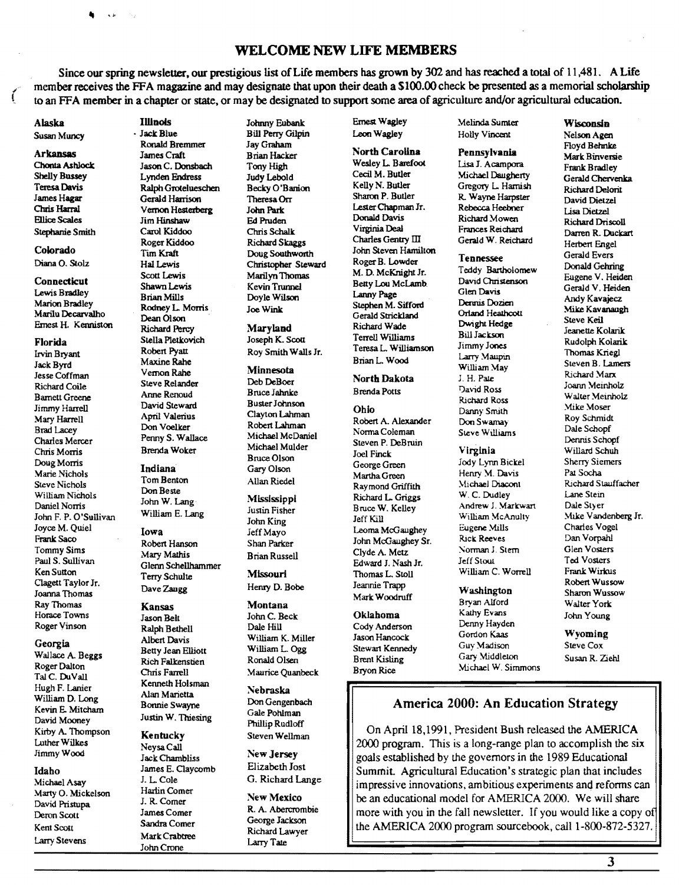## WELCOME NEW LIFE MEMBERS

Since our spring newsletter, our prestigious list of Life members has grown by 302 and has reached a total of 11,481. A Life member receives the FFA magazine and may designate that upon their death a $100.00 check be presented as a memorial scholarship to an FFA member in a chapter or state, or may be designated to support some area of agriculture and/or agricultural education.

**Alaska**
Susan Muncy

**Arkansas**
Chonta Ashlock
Shelly Bussey
Teresa Davis
James Hagar
Chris Harral
Ellice Scales
Stephanie Smith

**Colorado**
Diana O. Stolz

**Connecticut**
Lewis Bradley
Marion Bradley
Marilu Decarvalho
Ernest H. Kenniston

**Florida**
Irvin Bryant
Jack Byrd
Jesse Coffman
Richard Coile
Barnett Greene
Jimmy Harrell
Mary Harrell
Brad Lacey
Charles Mercer
Chris Morris
Doug Morris
Marie Nichols
Steve Nichols
William Nichols
Daniel Norris
John F. P. O'Sullivan
Joyce M. Quiel
Frank Saco
Tommy Sims
Paul S. Sullivan
Ken Sutton
Clagett Taylor Jr.
Joanna Thomas
Ray Thomas
Horace Towns
Roger Vinson

**Georgia**
Wallace A. Beggs
Roger Dalton
Tal C. DuVall
Hugh F. Lanier
William D. Long
Kevin E. Mitcham
David Mooney
Kirby A. Thompson
Luther Wilkes
Jimmy Wood

**Idaho**
Michael Asay
Marty O. Mickelson
David Pristupa
Deron Scott
Kent Scott
Larry Stevens

**Illinois**
Jack Blue
Ronald Bremmer
James Craft
Jason C. Donsbach
Lynden Endress
Ralph Grotelueschen
Gerald Harrison
Vernon Hesterberg
Jim Hinshaw
Carol Kiddoo
Roger Kiddoo
Tim Kraft
Hal Lewis
Scott Lewis
Shawn Lewis
Brian Mills
Rodney L. Morris
Dean Olson
Richard Percy
Stella Pletkovich
Robert Pyatt
Maxine Rahe
Vernon Rahe
Steve Relander
Anne Renoud
David Steward
April Valerius
Don Voelker
Penny S. Wallace
Brenda Woker

**Indiana**
Tom Benton
Don Beste
John W. Lang
William E. Lang

**Iowa**
Robert Hanson
Mary Mathis
Glenn Schellhammer
Terry Schulte
Dave Zaugg

**Kansas**
Jason Belt
Ralph Bethell
Albert Davis
Betty Jean Elliott
Rich Falkenstien
Chris Farrell
Kenneth Holsman
Alan Marietta
Bonnie Swayne
Justin W. Thiesing

**Kentucky**
Neysa Call
Jack Chambliss
James E. Claycomb
J. L. Cole
Harlin Comer
J. R. Comer
James Comer
Sandra Comer
Mark Crabtree
John Crone
Johnny Eubank
Bill Perry Gilpin
Jay Graham
Brian Hacker
Tony High
Judy Lebold
Becky O'Banion
Theresa Orr
John Park
Ed Pruden
Chris Schalk
Richard Skaggs
Doug Southworth
Christopher Steward
Marilyn Thomas
Kevin Trunnel
Doyle Wilson
Joe Wink

**Maryland**
Joseph K. Scott
Roy Smith Walls Jr.

**Minnesota**
Deb DeBoer
Bruce Jahnke
Buster Johnson
Clayton Lahman
Robert Lahman
Michael McDaniel
Michael Mulder
Bruce Olson
Gary Olson
Allan Riedel

**Mississippi**
Justin Fisher
John King
Jeff Mayo
Shan Parker
Brian Russell

**Missouri**
Henry D. Bobe

**Montana**
John C. Beck
Dale Hill
William K. Miller
William L. Ogg
Ronald Olsen
Maurice Quanbeck

**Nebraska**
Don Gengenbach
Gale Pohlman
Phillip Rudloff
Steven Wellman

**New Jersey**
Elizabeth Jost
G. Richard Lange

**New Mexico**
R. A. Abercrombie
George Jackson
Richard Lawyer
Larry Tate
Ernest Wagley
Leon Wagley

**North Carolina**
Wesley L. Barefoot
Cecil M. Butler
Kelly N. Butler
Sharon P. Butler
Lester Chapman Jr.
Donald Davis
Virginia Deal
Charles Gentry III
John Steven Hamilton
Roger B. Lowder
M. D. McKnight Jr.
Betty Lou McLamb
Lanny Page
Stephen M. Sifford
Gerald Strickland
Richard Wade
Terrell Williams
Teresa L. Williamson
Brian L. Wood

**North Dakota**
Brenda Potts

**Ohio**
Robert A. Alexander
Norma Coleman
Steven P. DeBruin
Joel Finck
George Green
Martha Green
Raymond Griffith
Richard L. Griggs
Bruce W. Kelley
Jeff Kill
Leoma McGaughey
John McGaughey Sr.
Clyde A. Metz
Edward J. Nash Jr.
Thomas L. Stoll
Jeannie Trapp
Mark Woodruff

**Oklahoma**
Cody Anderson
Jason Hancock
Stewart Kennedy
Brent Kisling
Bryon Rice
Melinda Sumter
Holly Vincent

**Pennsylvania**
Lisa J. Acampora
Michael Daugherty
Gregory L. Harnish
R. Wayne Harpster
Rebecca Heebner
Richard Mowen
Frances Reichard
Gerald W. Reichard

**Tennessee**
Teddy Bartholomew
David Christenson
Glen Davis
Dennis Dozien
Orland Heathcott
Dwight Hedge
Bill Jackson
Jimmy Jones
Larry Maupin
William May
J. H. Pate
David Ross
Richard Ross
Danny Smith
Don Swarnay
Steve Williams

**Virginia**
Jody Lynn Bickel
Henry M. Davis
Michael Diaconi
W. C. Dudley
Andrew J. Markwart
William McAnulty
Eugene Mills
Rick Reeves
Norman J. Stern
Jeff Stout
William C. Worrell

**Washington**
Bryan Alford
Kathy Evans
Denny Hayden
Gordon Kaas
Guy Madison
Gary Middleton
Michael W. Simmons

**Wisconsin**
Nelson Agen
Floyd Behnke
Mark Binversie
Frank Bradley
Gerald Chervenka
Richard Delorit
David Dietzel
Lisa Dietzel
Richard Driscoll
Darren R. Duckart
Herbert Engel
Gerald Evers
Donald Gehring
Eugene V. Heiden
Gerald V. Heiden
Andy Kavajecz
Mike Kavanaugh
Steve Keil
Jeanette Kolarik
Rudolph Kolarik
Thomas Kriegl
Steven B. Lamers
Richard Marx
Joann Meinholz
Walter Meinholz
Mike Moser
Roy Schmidt
Dale Schopf
Dennis Schopf
Willard Schuh
Sherry Siemers
Pat Socha
Richard Stauffacher
Lane Stein
Dale Styer
Mike Vandenberg Jr.
Charles Vogel
Dan Vorpahl
Glen Vosters
Ted Vosters
Frank Wirkus
Robert Wussow
Sharon Wussow
Walter York
John Young

**Wyoming**
Steve Cox
Susan R. Ziehl

## America 2000: An Education Strategy

On April 18,1991, President Bush released the AMERICA 2000 program. This is a long-range plan to accomplish the six goals established by the governors in the 1989 Educational Summit. Agricultural Education's strategic plan that includes impressive innovations, ambitious experiments and reforms can be an educational model for AMERICA 2000. We will share more with you in the fall newsletter. If you would like a copy of the AMERICA 2000 program sourcebook, call 1-800-872-5327.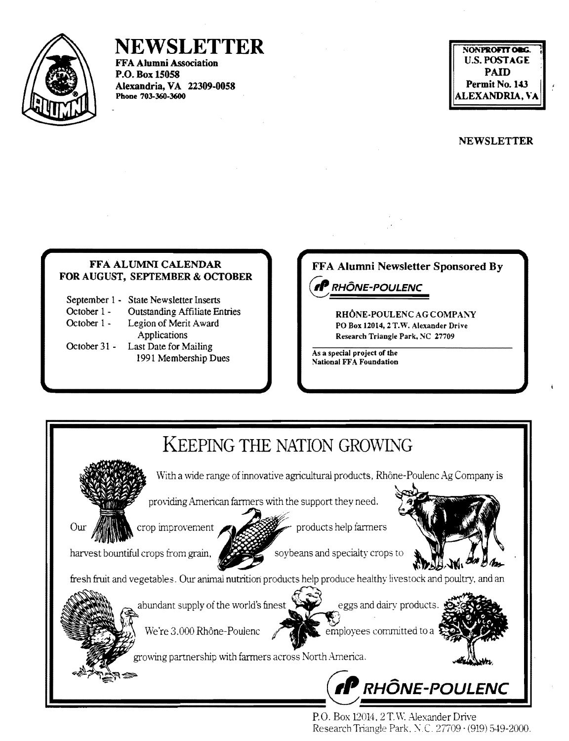# NEWSLETTER

**FFA Alumni Association**
**P.O. Box 15058**
**Alexandria, VA 22309-0058**
**Phone 703-360-3600**

NONPROFIT ORG.
U.S. POSTAGE
PAID
Permit No. 143
ALEXANDRIA, VA

NEWSLETTER

### FFA ALUMNI CALENDAR FOR AUGUST, SEPTEMBER & OCTOBER

- September 1 - State Newsletter Inserts
- October 1 - Outstanding Affiliate Entries
- October 1 - Legion of Merit Award Applications
- October 31 - Last Date for Mailing 1991 Membership Dues

### FFA Alumni Newsletter Sponsored By

RHÔNE-POULENC

**RHÔNE-POULENC AG COMPANY**
**PO Box 12014, 2 T.W. Alexander Drive**
**Research Triangle Park, NC 27709**

**As a special project of the National FFA Foundation**

## KEEPING THE NATION GROWING

With a wide range of innovative agricultural products, Rhône-Poulenc Ag Company is providing American farmers with the support they need. Our crop improvement products help farmers harvest bountiful crops from grain, soybeans and specialty crops to fresh fruit and vegetables. Our animal nutrition products help produce healthy livestock and poultry, and an abundant supply of the world's finest eggs and dairy products. We're 3,000 Rhône-Poulenc employees committed to a growing partnership with farmers across North America.

RHÔNE-POULENC

P.O. Box 12014, 2 T.W. Alexander Drive
Research Triangle Park, N.C. 27709 · (919) 549-2000.